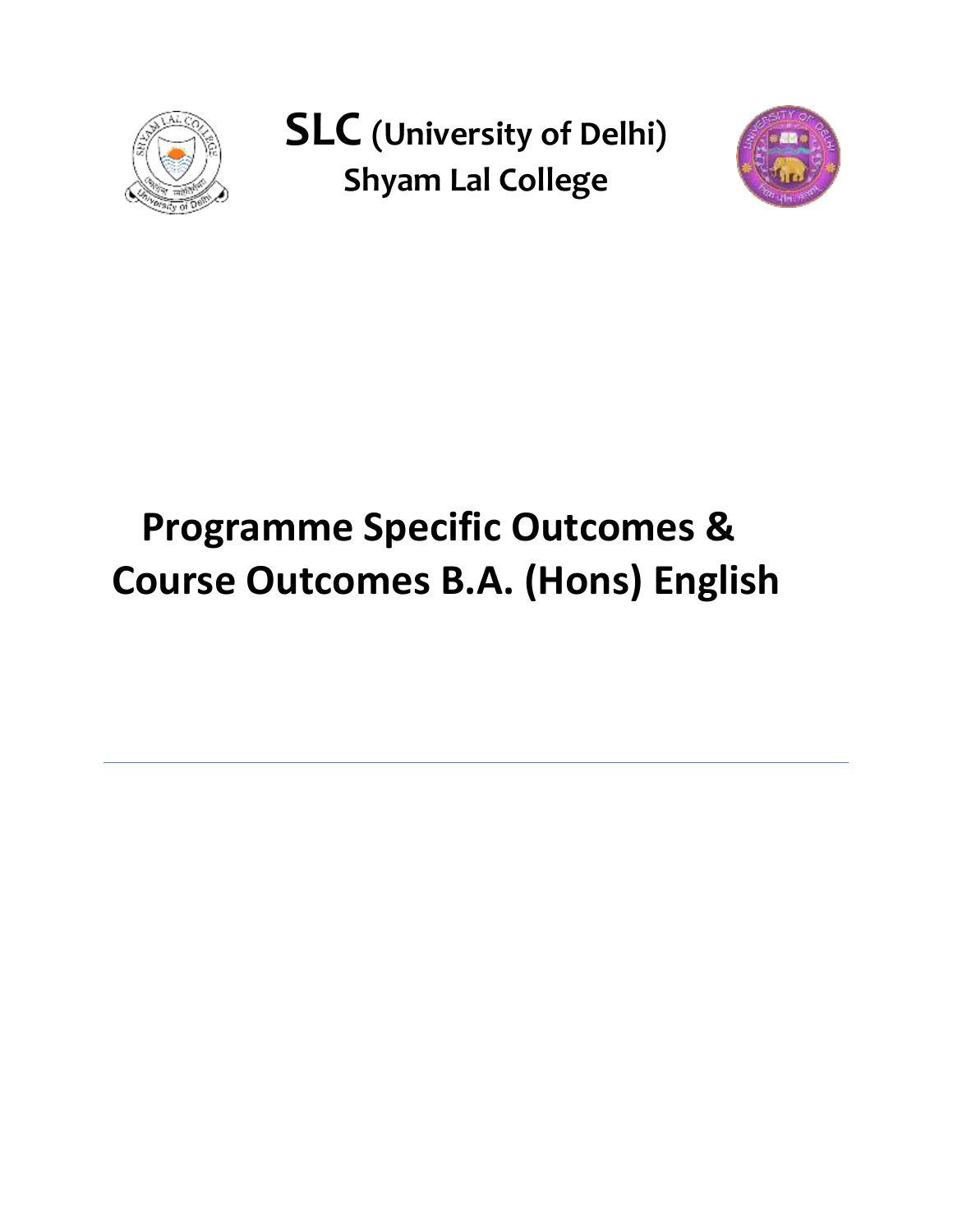# SLC (University of Delhi)

## Shyam Lal College

# Programme Specific Outcomes & Course Outcomes B.A. (Hons) English

---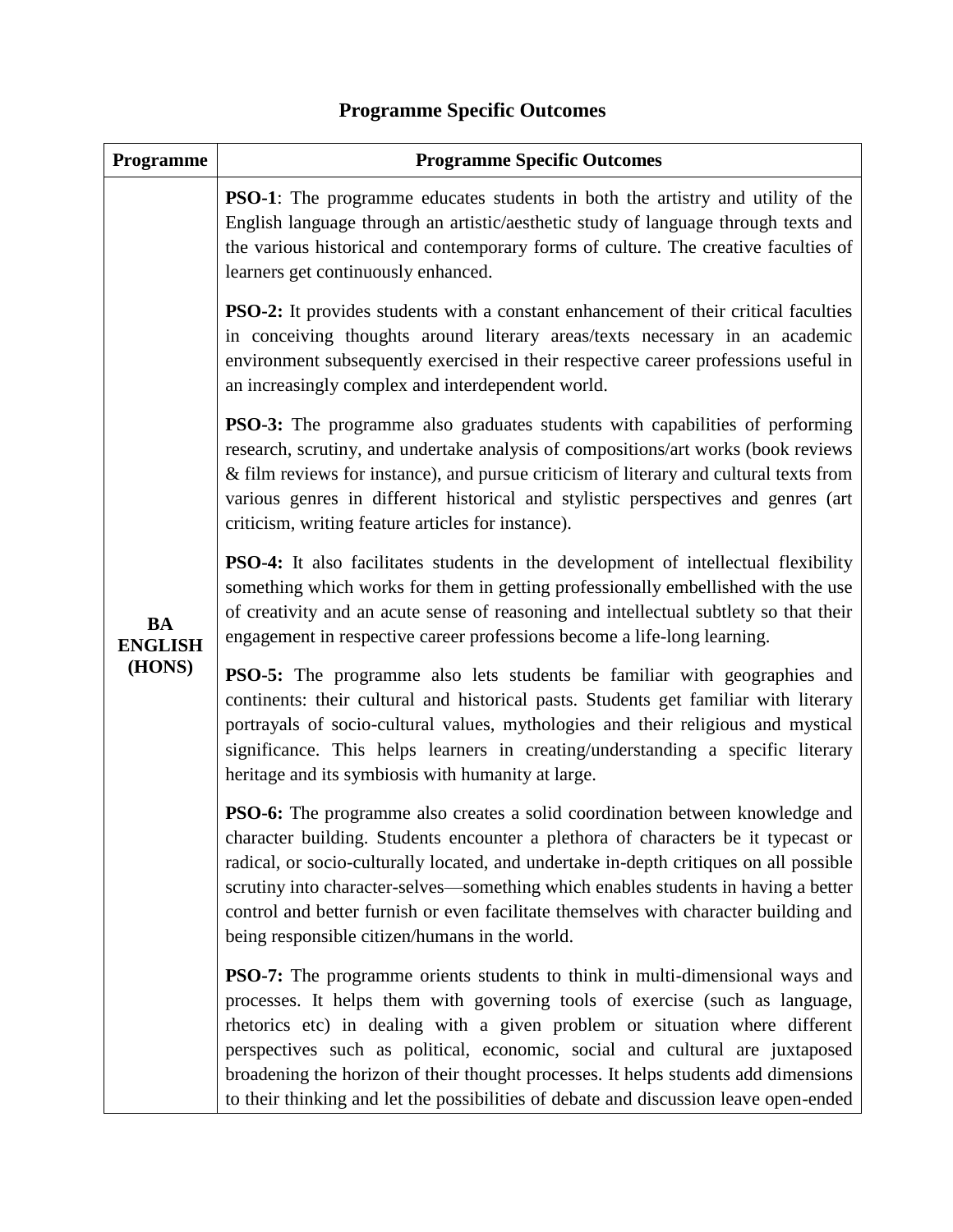## Programme Specific Outcomes

| Programme | Programme Specific Outcomes |
|---|---|
| **BA ENGLISH (HONS)** | **PSO-1**: The programme educates students in both the artistry and utility of the English language through an artistic/aesthetic study of language through texts and the various historical and contemporary forms of culture. The creative faculties of learners get continuously enhanced.<br><br>**PSO-2:** It provides students with a constant enhancement of their critical faculties in conceiving thoughts around literary areas/texts necessary in an academic environment subsequently exercised in their respective career professions useful in an increasingly complex and interdependent world.<br><br>**PSO-3:** The programme also graduates students with capabilities of performing research, scrutiny, and undertake analysis of compositions/art works (book reviews & film reviews for instance), and pursue criticism of literary and cultural texts from various genres in different historical and stylistic perspectives and genres (art criticism, writing feature articles for instance).<br><br>**PSO-4:** It also facilitates students in the development of intellectual flexibility something which works for them in getting professionally embellished with the use of creativity and an acute sense of reasoning and intellectual subtlety so that their engagement in respective career professions become a life-long learning.<br><br>**PSO-5:** The programme also lets students be familiar with geographies and continents: their cultural and historical pasts. Students get familiar with literary portrayals of socio-cultural values, mythologies and their religious and mystical significance. This helps learners in creating/understanding a specific literary heritage and its symbiosis with humanity at large.<br><br>**PSO-6:** The programme also creates a solid coordination between knowledge and character building. Students encounter a plethora of characters be it typecast or radical, or socio-culturally located, and undertake in-depth critiques on all possible scrutiny into character-selves—something which enables students in having a better control and better furnish or even facilitate themselves with character building and being responsible citizen/humans in the world.<br><br>**PSO-7:** The programme orients students to think in multi-dimensional ways and processes. It helps them with governing tools of exercise (such as language, rhetorics etc) in dealing with a given problem or situation where different perspectives such as political, economic, social and cultural are juxtaposed broadening the horizon of their thought processes. It helps students add dimensions to their thinking and let the possibilities of debate and discussion leave open-ended |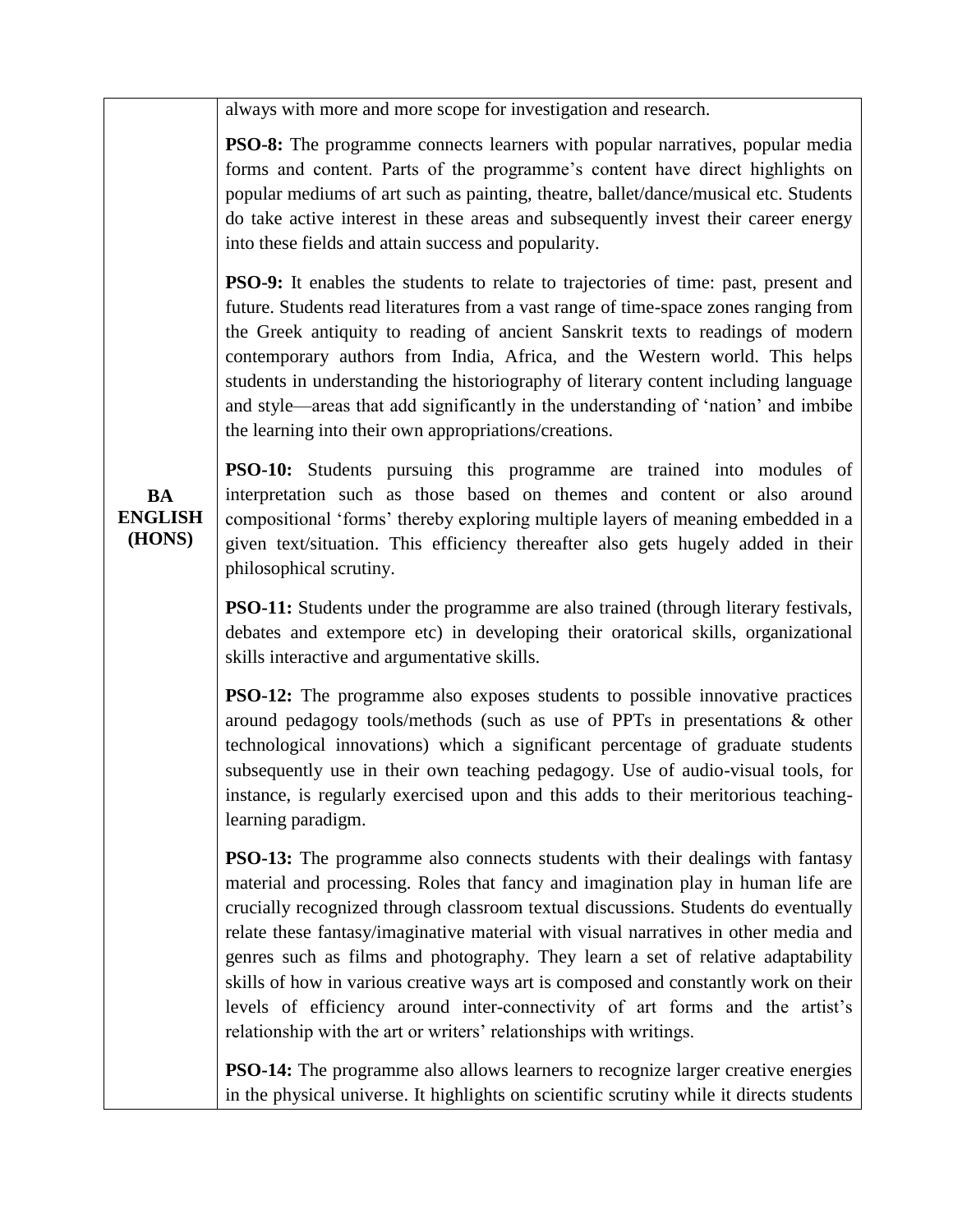| | |
|---|---|
| **BA ENGLISH (HONS)** | always with more and more scope for investigation and research.<br><br>**PSO-8:** The programme connects learners with popular narratives, popular media forms and content. Parts of the programme's content have direct highlights on popular mediums of art such as painting, theatre, ballet/dance/musical etc. Students do take active interest in these areas and subsequently invest their career energy into these fields and attain success and popularity.<br><br>**PSO-9:** It enables the students to relate to trajectories of time: past, present and future. Students read literatures from a vast range of time-space zones ranging from the Greek antiquity to reading of ancient Sanskrit texts to readings of modern contemporary authors from India, Africa, and the Western world. This helps students in understanding the historiography of literary content including language and style—areas that add significantly in the understanding of 'nation' and imbibe the learning into their own appropriations/creations.<br><br>**PSO-10:** Students pursuing this programme are trained into modules of interpretation such as those based on themes and content or also around compositional 'forms' thereby exploring multiple layers of meaning embedded in a given text/situation. This efficiency thereafter also gets hugely added in their philosophical scrutiny.<br><br>**PSO-11:** Students under the programme are also trained (through literary festivals, debates and extempore etc) in developing their oratorical skills, organizational skills interactive and argumentative skills.<br><br>**PSO-12:** The programme also exposes students to possible innovative practices around pedagogy tools/methods (such as use of PPTs in presentations & other technological innovations) which a significant percentage of graduate students subsequently use in their own teaching pedagogy. Use of audio-visual tools, for instance, is regularly exercised upon and this adds to their meritorious teaching-learning paradigm.<br><br>**PSO-13:** The programme also connects students with their dealings with fantasy material and processing. Roles that fancy and imagination play in human life are crucially recognized through classroom textual discussions. Students do eventually relate these fantasy/imaginative material with visual narratives in other media and genres such as films and photography. They learn a set of relative adaptability skills of how in various creative ways art is composed and constantly work on their levels of efficiency around inter-connectivity of art forms and the artist's relationship with the art or writers' relationships with writings.<br><br>**PSO-14:** The programme also allows learners to recognize larger creative energies in the physical universe. It highlights on scientific scrutiny while it directs students |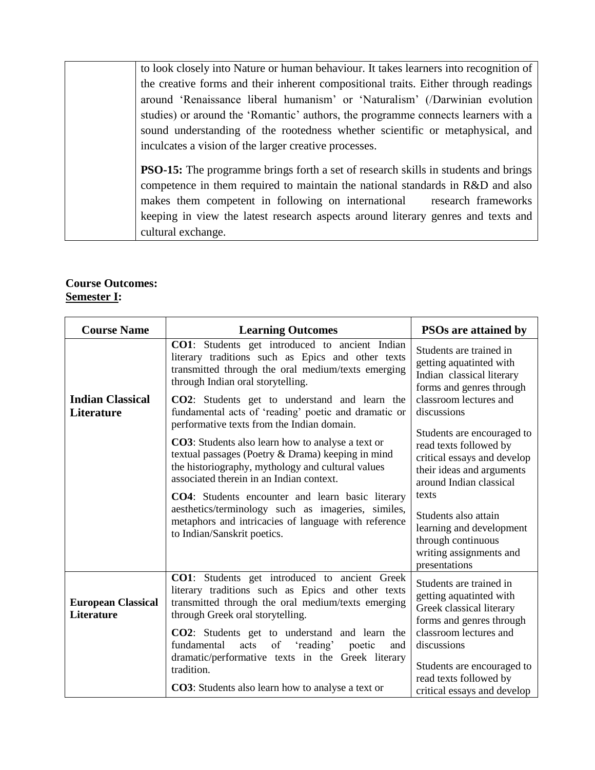| | to look closely into Nature or human behaviour. It takes learners into recognition of the creative forms and their inherent compositional traits. Either through readings around 'Renaissance liberal humanism' or 'Naturalism' (/Darwinian evolution studies) or around the 'Romantic' authors, the programme connects learners with a sound understanding of the rootedness whether scientific or metaphysical, and inculcates a vision of the larger creative processes.<br><br>**PSO-15:** The programme brings forth a set of research skills in students and brings competence in them required to maintain the national standards in R&D and also makes them competent in following on international research frameworks keeping in view the latest research aspects around literary genres and texts and cultural exchange. |
|---|---|

**Course Outcomes:**
**Semester I:**

| Course Name | Learning Outcomes | PSOs are attained by |
|---|---|---|
| **Indian Classical Literature** | **CO1**: Students get introduced to ancient Indian literary traditions such as Epics and other texts transmitted through the oral medium/texts emerging through Indian oral storytelling.<br><br>**CO2**: Students get to understand and learn the fundamental acts of 'reading' poetic and dramatic or performative texts from the Indian domain.<br><br>**CO3**: Students also learn how to analyse a text or textual passages (Poetry & Drama) keeping in mind the historiography, mythology and cultural values associated therein in an Indian context.<br><br>**CO4**: Students encounter and learn basic literary aesthetics/terminology such as imageries, similes, metaphors and intricacies of language with reference to Indian/Sanskrit poetics. | Students are trained in getting aquatinted with Indian classical literary forms and genres through classroom lectures and discussions<br><br>Students are encouraged to read texts followed by critical essays and develop their ideas and arguments around Indian classical texts<br><br>Students also attain learning and development through continuous writing assignments and presentations |
| **European Classical Literature** | **CO1**: Students get introduced to ancient Greek literary traditions such as Epics and other texts transmitted through the oral medium/texts emerging through Greek oral storytelling.<br><br>**CO2**: Students get to understand and learn the fundamental acts of 'reading' poetic and dramatic/performative texts in the Greek literary tradition.<br><br>**CO3**: Students also learn how to analyse a text or | Students are trained in getting aquatinted with Greek classical literary forms and genres through classroom lectures and discussions<br><br>Students are encouraged to read texts followed by critical essays and develop |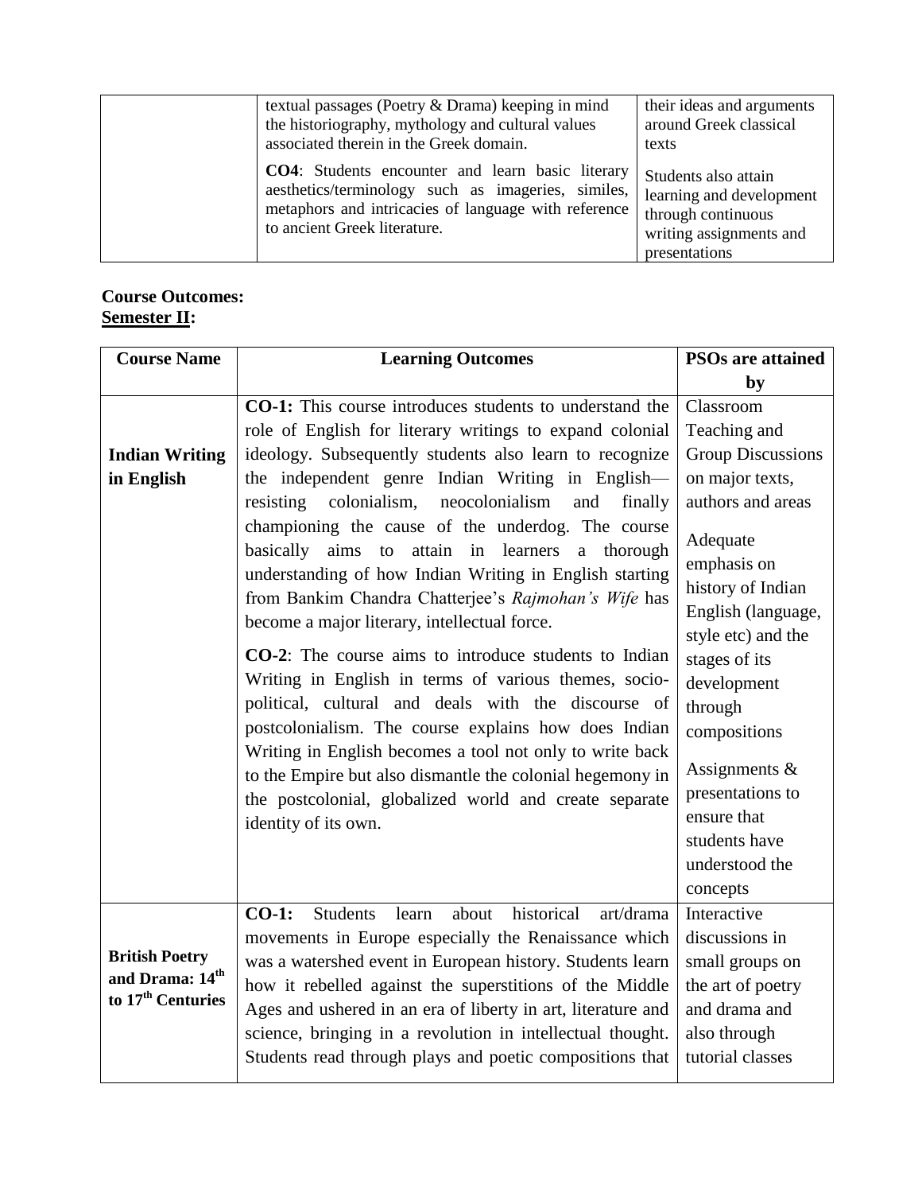| | | |
|---|---|---|
| | textual passages (Poetry & Drama) keeping in mind the historiography, mythology and cultural values associated therein in the Greek domain. | their ideas and arguments around Greek classical texts |
| | **CO4**: Students encounter and learn basic literary aesthetics/terminology such as imageries, similes, metaphors and intricacies of language with reference to ancient Greek literature. | Students also attain learning and development through continuous writing assignments and presentations |

**Course Outcomes:**
**<u>Semester II</u>:**

| Course Name | Learning Outcomes | PSOs are attained by |
|---|---|---|
| **Indian Writing in English** | **CO-1:** This course introduces students to understand the role of English for literary writings to expand colonial ideology. Subsequently students also learn to recognize the independent genre Indian Writing in English—resisting colonialism, neocolonialism and finally championing the cause of the underdog. The course basically aims to attain in learners a thorough understanding of how Indian Writing in English starting from Bankim Chandra Chatterjee's *Rajmohan's Wife* has become a major literary, intellectual force. **CO-2**: The course aims to introduce students to Indian Writing in English in terms of various themes, socio-political, cultural and deals with the discourse of postcolonialism. The course explains how does Indian Writing in English becomes a tool not only to write back to the Empire but also dismantle the colonial hegemony in the postcolonial, globalized world and create separate identity of its own. | Classroom Teaching and Group Discussions on major texts, authors and areas. Adequate emphasis on history of Indian English (language, style etc) and the stages of its development through compositions. Assignments & presentations to ensure that students have understood the concepts |
| **British Poetry and Drama: 14th to 17th Centuries** | **CO-1:** Students learn about historical art/drama movements in Europe especially the Renaissance which was a watershed event in European history. Students learn how it rebelled against the superstitions of the Middle Ages and ushered in an era of liberty in art, literature and science, bringing in a revolution in intellectual thought. Students read through plays and poetic compositions that | Interactive discussions in small groups on the art of poetry and drama and also through tutorial classes |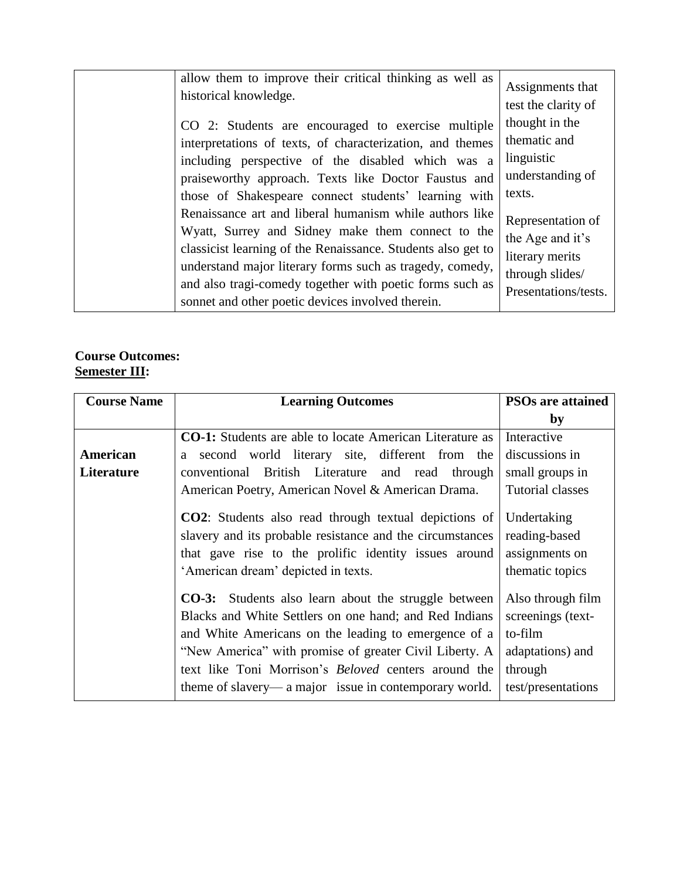| | | |
|---|---|---|
| | allow them to improve their critical thinking as well as historical knowledge.<br><br>CO 2: Students are encouraged to exercise multiple interpretations of texts, of characterization, and themes including perspective of the disabled which was a praiseworthy approach. Texts like Doctor Faustus and those of Shakespeare connect students' learning with Renaissance art and liberal humanism while authors like Wyatt, Surrey and Sidney make them connect to the classicist learning of the Renaissance. Students also get to understand major literary forms such as tragedy, comedy, and also tragi-comedy together with poetic forms such as sonnet and other poetic devices involved therein. | Assignments that test the clarity of thought in the thematic and linguistic understanding of texts.<br><br>Representation of the Age and it's literary merits through slides/ Presentations/tests. |

**Course Outcomes:**
**<u>Semester III</u>:**

| Course Name | Learning Outcomes | PSOs are attained by |
|---|---|---|
| **American Literature** | **CO-1:** Students are able to locate American Literature as a second world literary site, different from the conventional British Literature and read through American Poetry, American Novel & American Drama.<br><br>**CO2**: Students also read through textual depictions of slavery and its probable resistance and the circumstances that gave rise to the prolific identity issues around 'American dream' depicted in texts.<br><br>**CO-3:** Students also learn about the struggle between Blacks and White Settlers on one hand; and Red Indians and White Americans on the leading to emergence of a "New America" with promise of greater Civil Liberty. A text like Toni Morrison's *Beloved* centers around the theme of slavery— a major issue in contemporary world. | Interactive discussions in small groups in Tutorial classes<br><br>Undertaking reading-based assignments on thematic topics<br><br>Also through film screenings (text-to-film adaptations) and through test/presentations |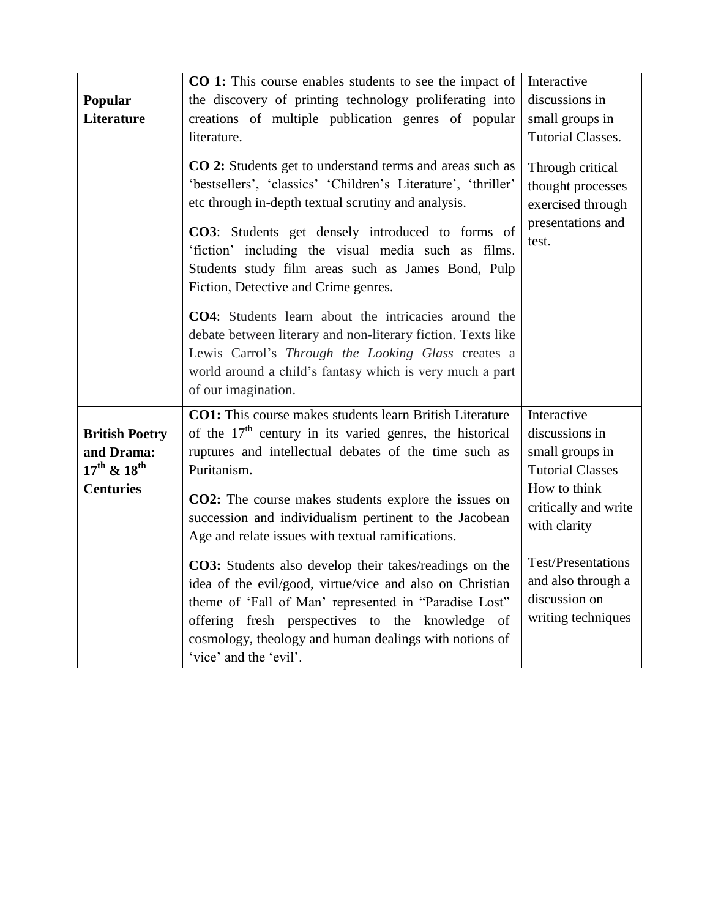| | | |
|---|---|---|
| **Popular Literature** | **CO 1:** This course enables students to see the impact of the discovery of printing technology proliferating into creations of multiple publication genres of popular literature.<br><br>**CO 2:** Students get to understand terms and areas such as 'bestsellers', 'classics' 'Children's Literature', 'thriller' etc through in-depth textual scrutiny and analysis.<br><br>**CO3**: Students get densely introduced to forms of 'fiction' including the visual media such as films. Students study film areas such as James Bond, Pulp Fiction, Detective and Crime genres.<br><br>**CO4**: Students learn about the intricacies around the debate between literary and non-literary fiction. Texts like Lewis Carrol's *Through the Looking Glass* creates a world around a child's fantasy which is very much a part of our imagination. | Interactive discussions in small groups in Tutorial Classes.<br><br>Through critical thought processes exercised through presentations and test. |
| **British Poetry and Drama: 17th & 18th Centuries** | **CO1:** This course makes students learn British Literature of the 17th century in its varied genres, the historical ruptures and intellectual debates of the time such as Puritanism.<br><br>**CO2:** The course makes students explore the issues on succession and individualism pertinent to the Jacobean Age and relate issues with textual ramifications.<br><br>**CO3:** Students also develop their takes/readings on the idea of the evil/good, virtue/vice and also on Christian theme of 'Fall of Man' represented in "Paradise Lost" offering fresh perspectives to the knowledge of cosmology, theology and human dealings with notions of 'vice' and the 'evil'. | Interactive discussions in small groups in Tutorial Classes<br>How to think critically and write with clarity<br><br>Test/Presentations and also through a discussion on writing techniques |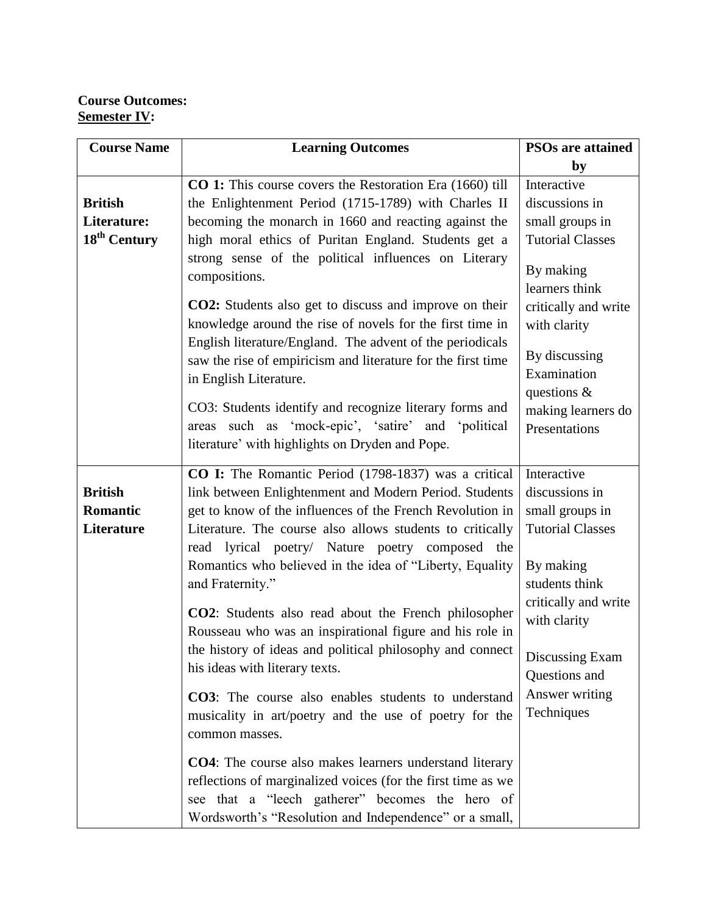**Course Outcomes:**
**<u>Semester IV</u>:**

| Course Name | Learning Outcomes | PSOs are attained by |
|---|---|---|
| **British Literature: 18th Century** | **CO 1:** This course covers the Restoration Era (1660) till the Enlightenment Period (1715-1789) with Charles II becoming the monarch in 1660 and reacting against the high moral ethics of Puritan England. Students get a strong sense of the political influences on Literary compositions.<br><br>**CO2:** Students also get to discuss and improve on their knowledge around the rise of novels for the first time in English literature/England. The advent of the periodicals saw the rise of empiricism and literature for the first time in English Literature.<br><br>CO3: Students identify and recognize literary forms and areas such as 'mock-epic', 'satire' and 'political literature' with highlights on Dryden and Pope. | Interactive discussions in small groups in Tutorial Classes<br><br>By making learners think critically and write with clarity<br><br>By discussing Examination questions & making learners do Presentations |
| **British Romantic Literature** | **CO I:** The Romantic Period (1798-1837) was a critical link between Enlightenment and Modern Period. Students get to know of the influences of the French Revolution in Literature. The course also allows students to critically read lyrical poetry/ Nature poetry composed the Romantics who believed in the idea of "Liberty, Equality and Fraternity."<br><br>**CO2**: Students also read about the French philosopher Rousseau who was an inspirational figure and his role in the history of ideas and political philosophy and connect his ideas with literary texts.<br><br>**CO3**: The course also enables students to understand musicality in art/poetry and the use of poetry for the common masses.<br><br>**CO4**: The course also makes learners understand literary reflections of marginalized voices (for the first time as we see that a "leech gatherer" becomes the hero of Wordsworth's "Resolution and Independence" or a small, | Interactive discussions in small groups in Tutorial Classes<br><br>By making students think critically and write with clarity<br><br>Discussing Exam Questions and Answer writing Techniques |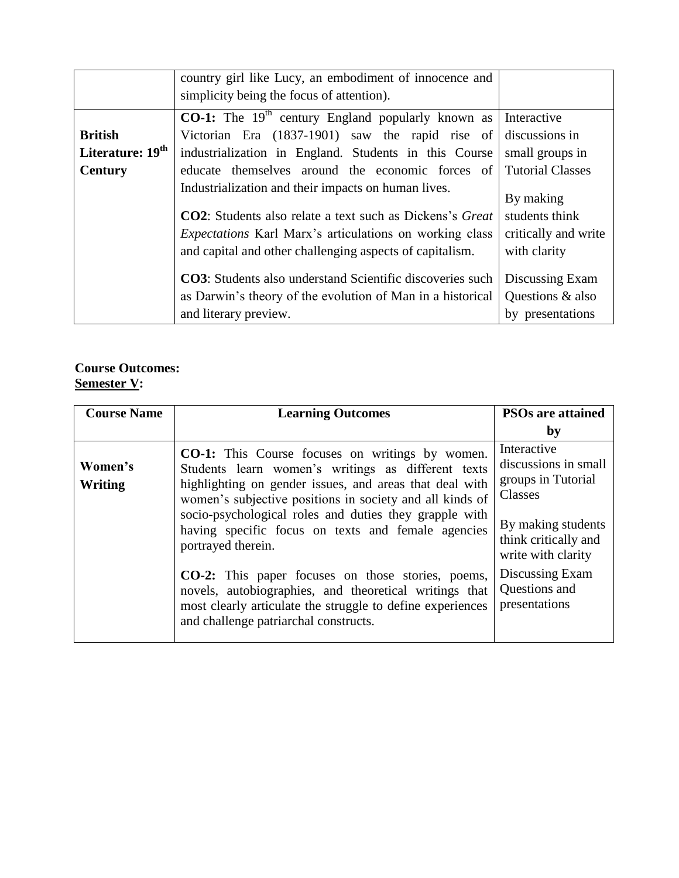| | | |
|---|---|---|
| | country girl like Lucy, an embodiment of innocence and simplicity being the focus of attention). | |
| **British Literature: 19th Century** | **CO-1:** The 19th century England popularly known as Victorian Era (1837-1901) saw the rapid rise of industrialization in England. Students in this Course educate themselves around the economic forces of Industrialization and their impacts on human lives.<br><br>**CO2**: Students also relate a text such as Dickens's *Great Expectations* Karl Marx's articulations on working class and capital and other challenging aspects of capitalism.<br><br>**CO3**: Students also understand Scientific discoveries such as Darwin's theory of the evolution of Man in a historical and literary preview. | Interactive discussions in small groups in Tutorial Classes<br><br>By making students think critically and write with clarity<br><br>Discussing Exam Questions & also by presentations |

**Course Outcomes:**
**Semester V:**

| Course Name | Learning Outcomes | PSOs are attained by |
|---|---|---|
| **Women's Writing** | **CO-1:** This Course focuses on writings by women. Students learn women's writings as different texts highlighting on gender issues, and areas that deal with women's subjective positions in society and all kinds of socio-psychological roles and duties they grapple with having specific focus on texts and female agencies portrayed therein.<br><br>**CO-2:** This paper focuses on those stories, poems, novels, autobiographies, and theoretical writings that most clearly articulate the struggle to define experiences and challenge patriarchal constructs. | Interactive discussions in small groups in Tutorial Classes<br><br>By making students think critically and write with clarity<br><br>Discussing Exam Questions and presentations |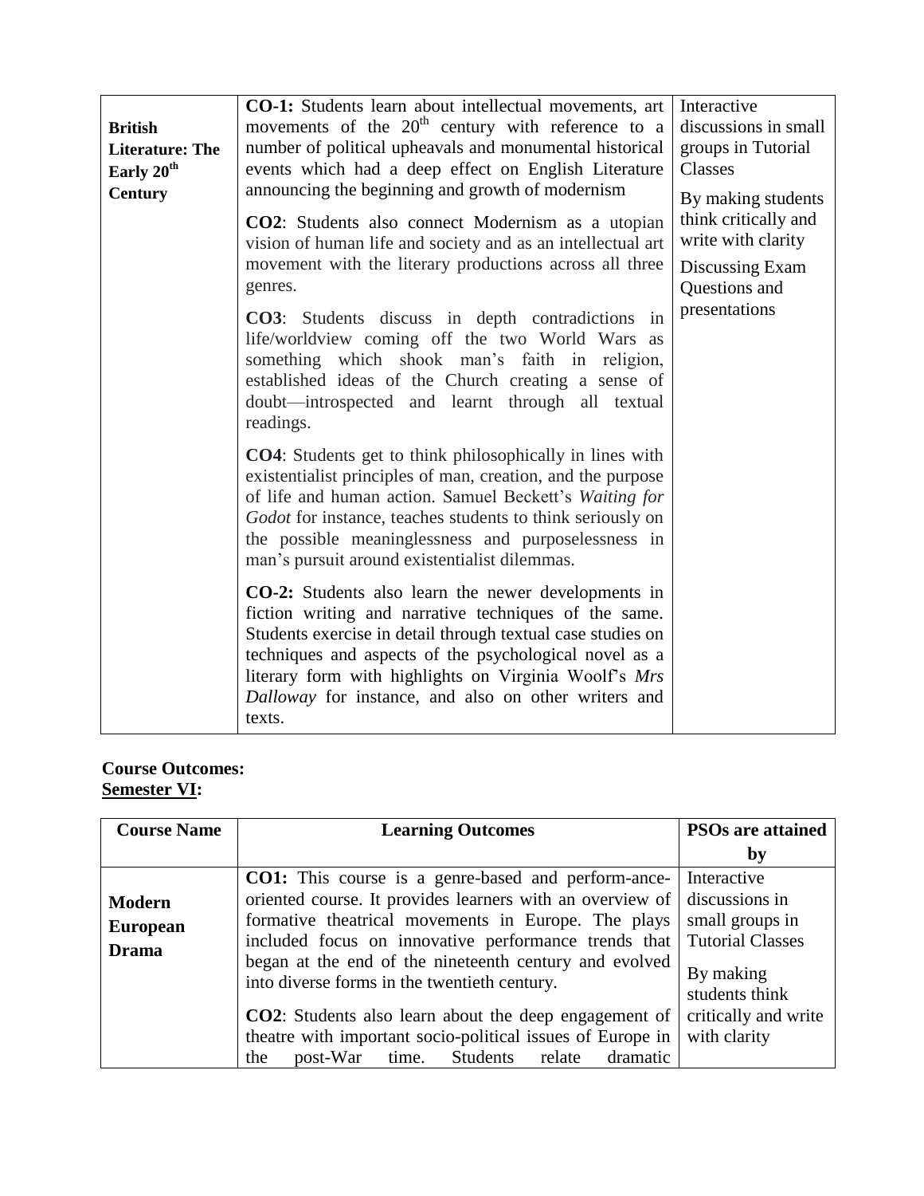| | | |
|---|---|---|
| **British Literature: The Early 20th Century** | **CO-1:** Students learn about intellectual movements, art movements of the 20th century with reference to a number of political upheavals and monumental historical events which had a deep effect on English Literature announcing the beginning and growth of modernism<br><br>**CO2**: Students also connect Modernism as a utopian vision of human life and society and as an intellectual art movement with the literary productions across all three genres.<br><br>**CO3**: Students discuss in depth contradictions in life/worldview coming off the two World Wars as something which shook man's faith in religion, established ideas of the Church creating a sense of doubt—introspected and learnt through all textual readings.<br><br>**CO4**: Students get to think philosophically in lines with existentialist principles of man, creation, and the purpose of life and human action. Samuel Beckett's *Waiting for Godot* for instance, teaches students to think seriously on the possible meaninglessness and purposelessness in man's pursuit around existentialist dilemmas.<br><br>**CO-2:** Students also learn the newer developments in fiction writing and narrative techniques of the same. Students exercise in detail through textual case studies on techniques and aspects of the psychological novel as a literary form with highlights on Virginia Woolf's *Mrs Dalloway* for instance, and also on other writers and texts. | Interactive discussions in small groups in Tutorial Classes<br><br>By making students think critically and write with clarity<br><br>Discussing Exam Questions and presentations |

**Course Outcomes:**
**Semester VI:**

| Course Name | Learning Outcomes | PSOs are attained by |
|---|---|---|
| **Modern European Drama** | **CO1:** This course is a genre-based and perform-ance-oriented course. It provides learners with an overview of formative theatrical movements in Europe. The plays included focus on innovative performance trends that began at the end of the nineteenth century and evolved into diverse forms in the twentieth century.<br><br>**CO2**: Students also learn about the deep engagement of theatre with important socio-political issues of Europe in the post-War time. Students relate dramatic | Interactive discussions in small groups in Tutorial Classes<br><br>By making students think critically and write with clarity |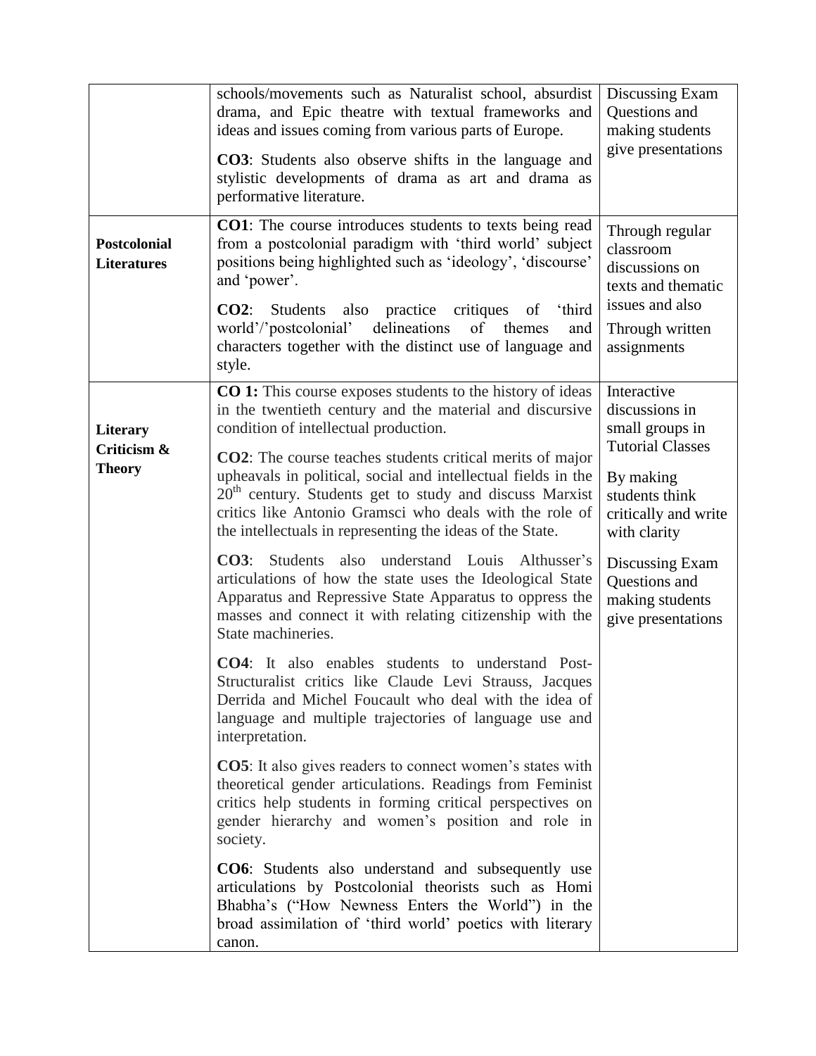| | | |
|---|---|---|
| | schools/movements such as Naturalist school, absurdist drama, and Epic theatre with textual frameworks and ideas and issues coming from various parts of Europe.<br><br>**CO3**: Students also observe shifts in the language and stylistic developments of drama as art and drama as performative literature. | Discussing Exam Questions and making students give presentations |
| **Postcolonial Literatures** | **CO1**: The course introduces students to texts being read from a postcolonial paradigm with 'third world' subject positions being highlighted such as 'ideology', 'discourse' and 'power'.<br><br>**CO2**: Students also practice critiques of 'third world'/'postcolonial' delineations of themes and characters together with the distinct use of language and style. | Through regular classroom discussions on texts and thematic issues and also<br><br>Through written assignments |
| **Literary Criticism & Theory** | **CO 1:** This course exposes students to the history of ideas in the twentieth century and the material and discursive condition of intellectual production.<br><br>**CO2**: The course teaches students critical merits of major upheavals in political, social and intellectual fields in the 20th century. Students get to study and discuss Marxist critics like Antonio Gramsci who deals with the role of the intellectuals in representing the ideas of the State.<br><br>**CO3**: Students also understand Louis Althusser's articulations of how the state uses the Ideological State Apparatus and Repressive State Apparatus to oppress the masses and connect it with relating citizenship with the State machineries.<br><br>**CO4**: It also enables students to understand Post-Structuralist critics like Claude Levi Strauss, Jacques Derrida and Michel Foucault who deal with the idea of language and multiple trajectories of language use and interpretation.<br><br>**CO5**: It also gives readers to connect women's states with theoretical gender articulations. Readings from Feminist critics help students in forming critical perspectives on gender hierarchy and women's position and role in society.<br><br>**CO6**: Students also understand and subsequently use articulations by Postcolonial theorists such as Homi Bhabha's ("How Newness Enters the World") in the broad assimilation of 'third world' poetics with literary canon. | Interactive discussions in small groups in Tutorial Classes<br><br>By making students think critically and write with clarity<br><br>Discussing Exam Questions and making students give presentations |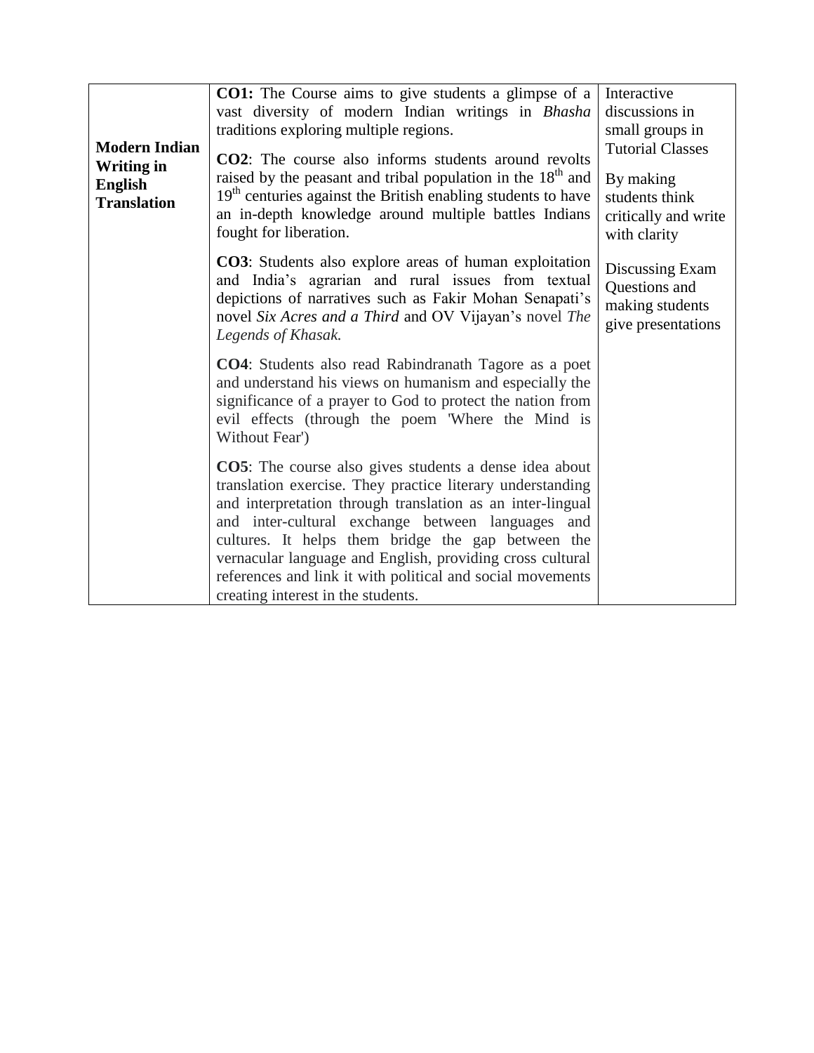| | | |
|---|---|---|
| **Modern Indian Writing in English Translation** | **CO1:** The Course aims to give students a glimpse of a vast diversity of modern Indian writings in *Bhasha* traditions exploring multiple regions.<br><br>**CO2**: The course also informs students around revolts raised by the peasant and tribal population in the $18^{th}$ and $19^{th}$ centuries against the British enabling students to have an in-depth knowledge around multiple battles Indians fought for liberation.<br><br>**CO3**: Students also explore areas of human exploitation and India's agrarian and rural issues from textual depictions of narratives such as Fakir Mohan Senapati's novel *Six Acres and a Third* and OV Vijayan's novel *The Legends of Khasak.*<br><br>**CO4**: Students also read Rabindranath Tagore as a poet and understand his views on humanism and especially the significance of a prayer to God to protect the nation from evil effects (through the poem 'Where the Mind is Without Fear')<br><br>**CO5**: The course also gives students a dense idea about translation exercise. They practice literary understanding and interpretation through translation as an inter-lingual and inter-cultural exchange between languages and cultures. It helps them bridge the gap between the vernacular language and English, providing cross cultural references and link it with political and social movements creating interest in the students. | Interactive discussions in small groups in Tutorial Classes<br><br>By making students think critically and write with clarity<br><br>Discussing Exam Questions and making students give presentations |